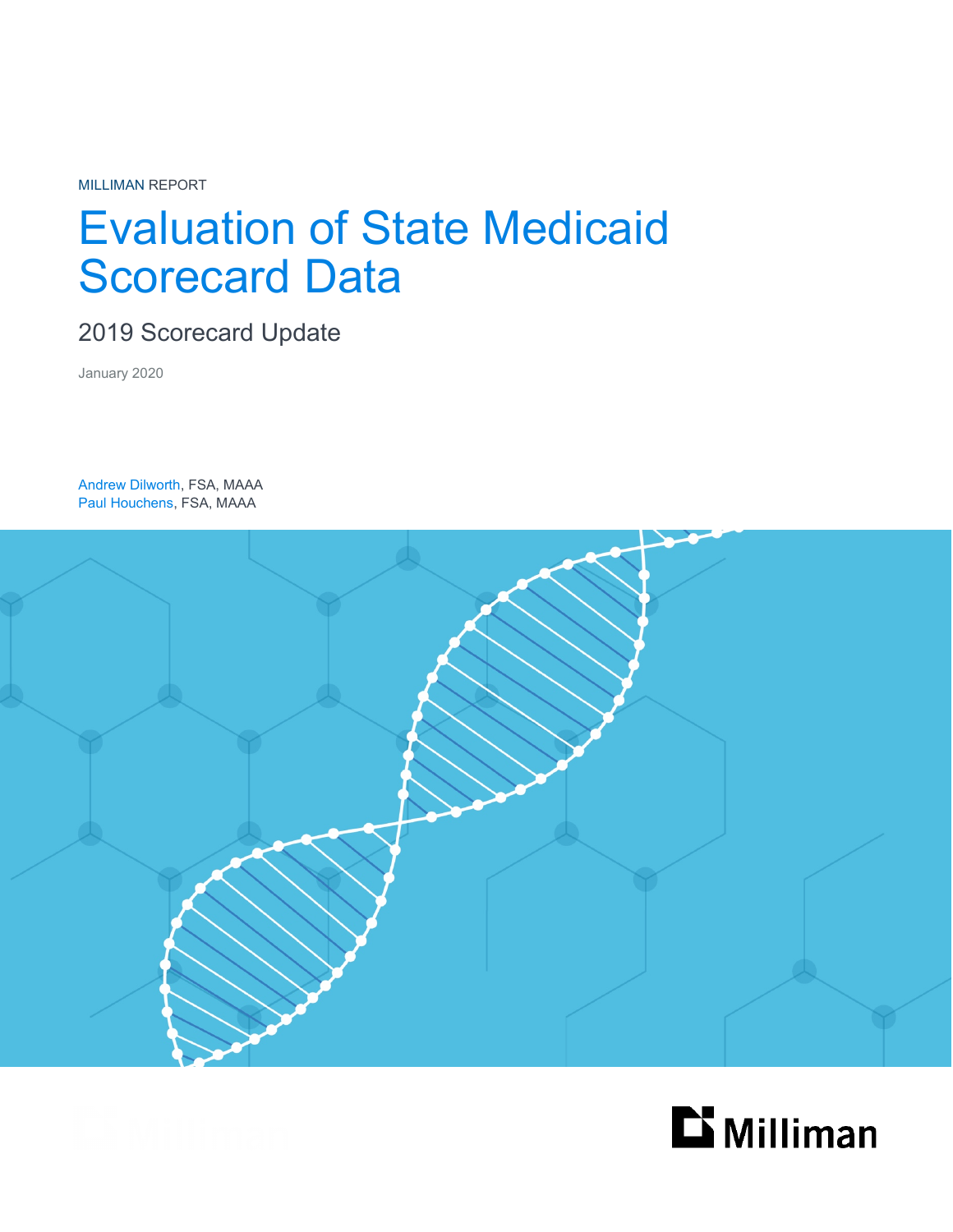MILLIMAN REPORT

# Evaluation of State Medicaid Scorecard Data

## 2019 Scorecard Update

January 2020

Andrew Dilworth, FSA, MAAA
Paul Houchens, FSA, MAAA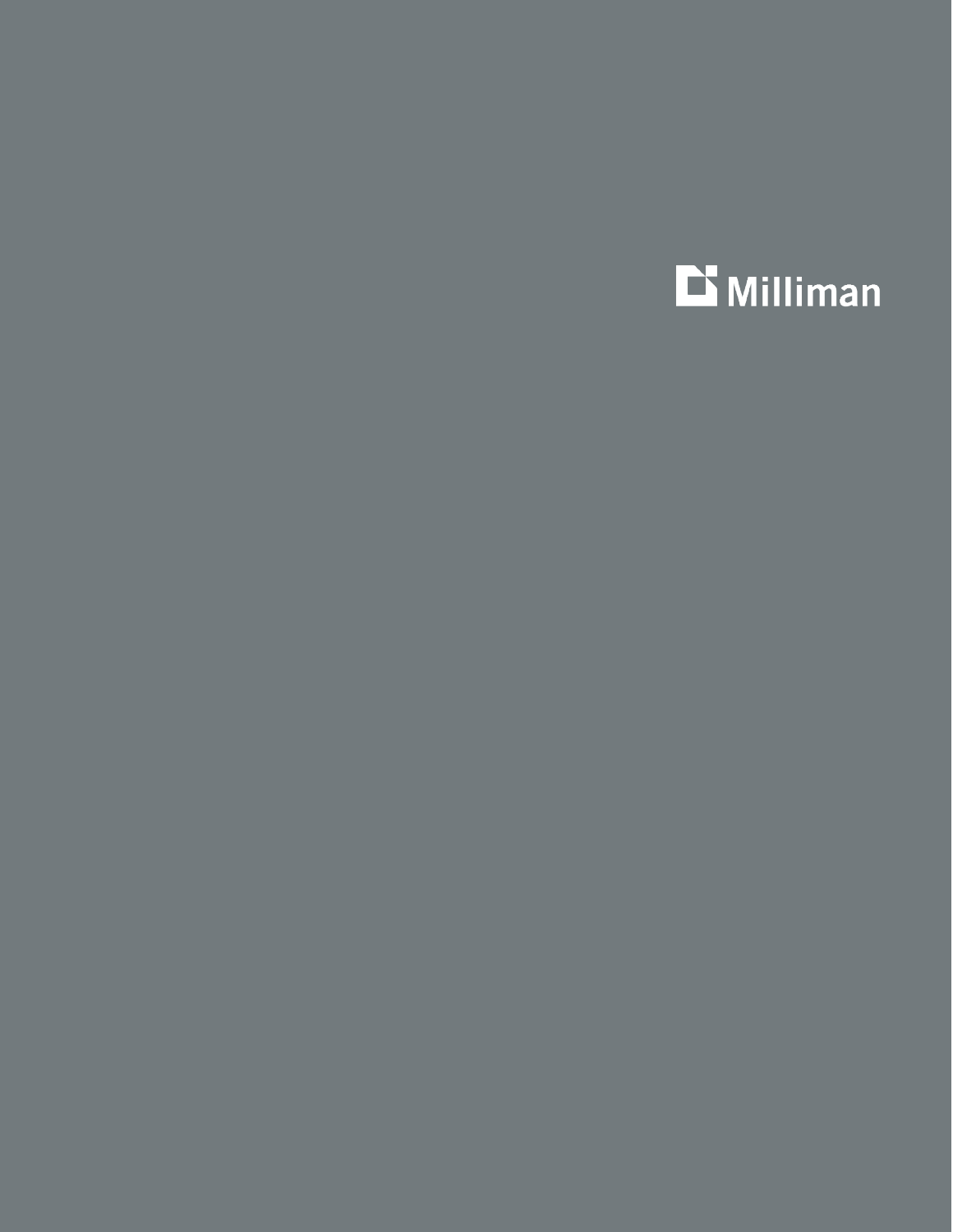Milliman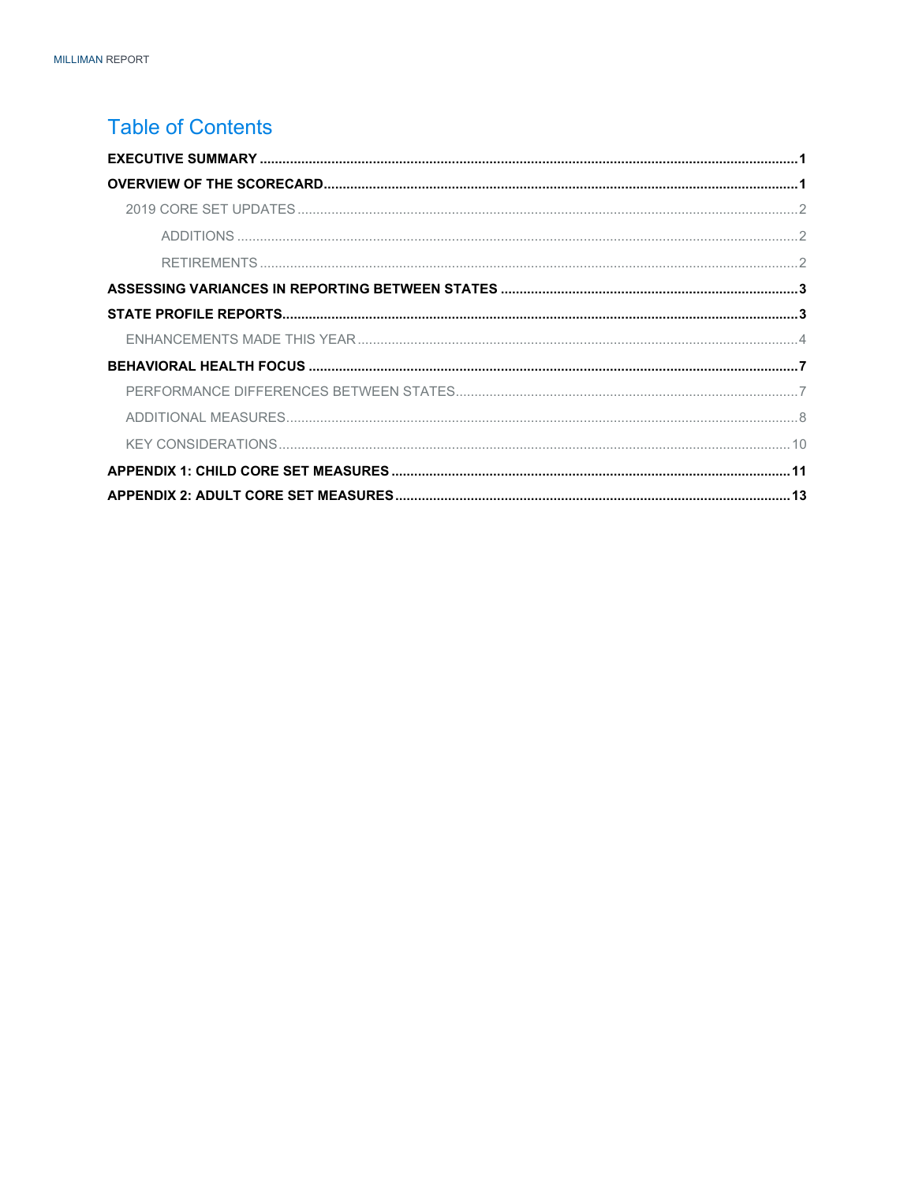# Table of Contents

**EXECUTIVE SUMMARY** ........ 1

**OVERVIEW OF THE SCORECARD** ........ 1

- 2019 CORE SET UPDATES ........ 2
  - ADDITIONS ........ 2
  - RETIREMENTS ........ 2

**ASSESSING VARIANCES IN REPORTING BETWEEN STATES** ........ 3

**STATE PROFILE REPORTS** ........ 3

- ENHANCEMENTS MADE THIS YEAR ........ 4

**BEHAVIORAL HEALTH FOCUS** ........ 7

- PERFORMANCE DIFFERENCES BETWEEN STATES ........ 7
- ADDITIONAL MEASURES ........ 8
- KEY CONSIDERATIONS ........ 10

**APPENDIX 1: CHILD CORE SET MEASURES** ........ 11

**APPENDIX 2: ADULT CORE SET MEASURES** ........ 13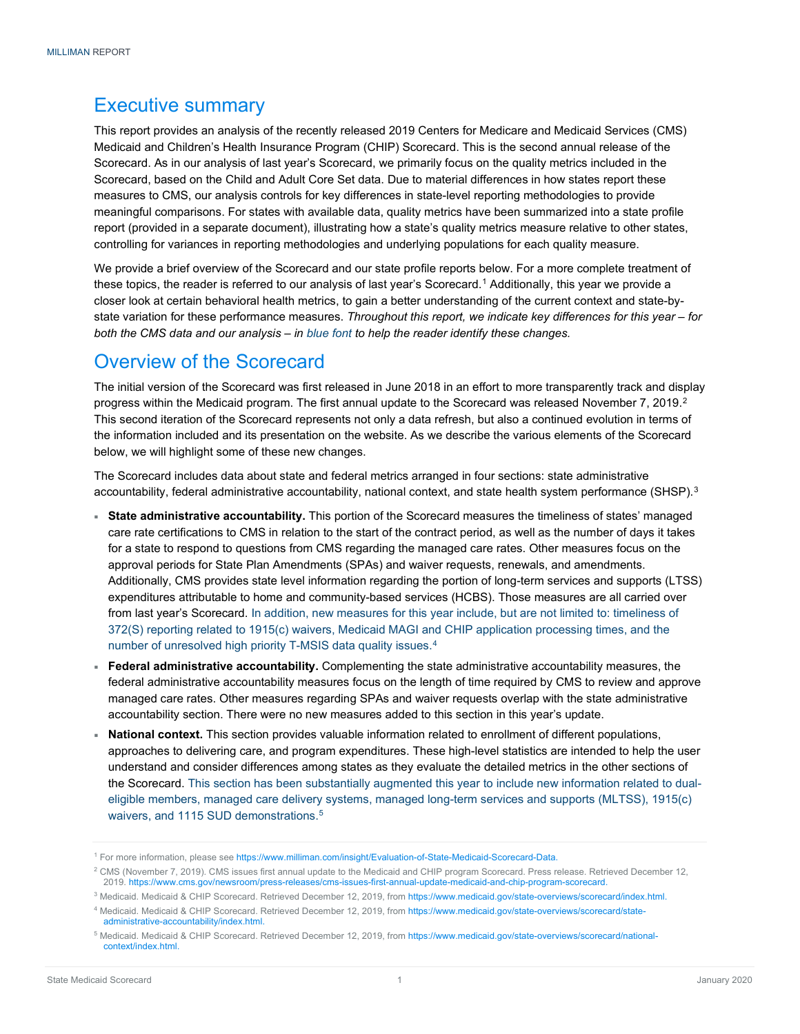# Executive summary

This report provides an analysis of the recently released 2019 Centers for Medicare and Medicaid Services (CMS) Medicaid and Children's Health Insurance Program (CHIP) Scorecard. This is the second annual release of the Scorecard. As in our analysis of last year's Scorecard, we primarily focus on the quality metrics included in the Scorecard, based on the Child and Adult Core Set data. Due to material differences in how states report these measures to CMS, our analysis controls for key differences in state-level reporting methodologies to provide meaningful comparisons. For states with available data, quality metrics have been summarized into a state profile report (provided in a separate document), illustrating how a state's quality metrics measure relative to other states, controlling for variances in reporting methodologies and underlying populations for each quality measure.

We provide a brief overview of the Scorecard and our state profile reports below. For a more complete treatment of these topics, the reader is referred to our analysis of last year's Scorecard.[1] Additionally, this year we provide a closer look at certain behavioral health metrics, to gain a better understanding of the current context and state-by-state variation for these performance measures. *Throughout this report, we indicate key differences for this year – for both the CMS data and our analysis – in blue font to help the reader identify these changes.*

# Overview of the Scorecard

The initial version of the Scorecard was first released in June 2018 in an effort to more transparently track and display progress within the Medicaid program. The first annual update to the Scorecard was released November 7, 2019.[2] This second iteration of the Scorecard represents not only a data refresh, but also a continued evolution in terms of the information included and its presentation on the website. As we describe the various elements of the Scorecard below, we will highlight some of these new changes.

The Scorecard includes data about state and federal metrics arranged in four sections: state administrative accountability, federal administrative accountability, national context, and state health system performance (SHSP).[3]

- **State administrative accountability.** This portion of the Scorecard measures the timeliness of states' managed care rate certifications to CMS in relation to the start of the contract period, as well as the number of days it takes for a state to respond to questions from CMS regarding the managed care rates. Other measures focus on the approval periods for State Plan Amendments (SPAs) and waiver requests, renewals, and amendments. Additionally, CMS provides state level information regarding the portion of long-term services and supports (LTSS) expenditures attributable to home and community-based services (HCBS). Those measures are all carried over from last year's Scorecard. In addition, new measures for this year include, but are not limited to: timeliness of 372(S) reporting related to 1915(c) waivers, Medicaid MAGI and CHIP application processing times, and the number of unresolved high priority T-MSIS data quality issues.[4]
- **Federal administrative accountability.** Complementing the state administrative accountability measures, the federal administrative accountability measures focus on the length of time required by CMS to review and approve managed care rates. Other measures regarding SPAs and waiver requests overlap with the state administrative accountability section. There were no new measures added to this section in this year's update.
- **National context.** This section provides valuable information related to enrollment of different populations, approaches to delivering care, and program expenditures. These high-level statistics are intended to help the user understand and consider differences among states as they evaluate the detailed metrics in the other sections of the Scorecard. This section has been substantially augmented this year to include new information related to dual-eligible members, managed care delivery systems, managed long-term services and supports (MLTSS), 1915(c) waivers, and 1115 SUD demonstrations.[5]

---

[1] For more information, please see https://www.milliman.com/insight/Evaluation-of-State-Medicaid-Scorecard-Data.

[2] CMS (November 7, 2019). CMS issues first annual update to the Medicaid and CHIP program Scorecard. Press release. Retrieved December 12, 2019. https://www.cms.gov/newsroom/press-releases/cms-issues-first-annual-update-medicaid-and-chip-program-scorecard.

[3] Medicaid. Medicaid & CHIP Scorecard. Retrieved December 12, 2019, from https://www.medicaid.gov/state-overviews/scorecard/index.html.

[4] Medicaid. Medicaid & CHIP Scorecard. Retrieved December 12, 2019, from https://www.medicaid.gov/state-overviews/scorecard/state-administrative-accountability/index.html.

[5] Medicaid. Medicaid & CHIP Scorecard. Retrieved December 12, 2019, from https://www.medicaid.gov/state-overviews/scorecard/national-context/index.html.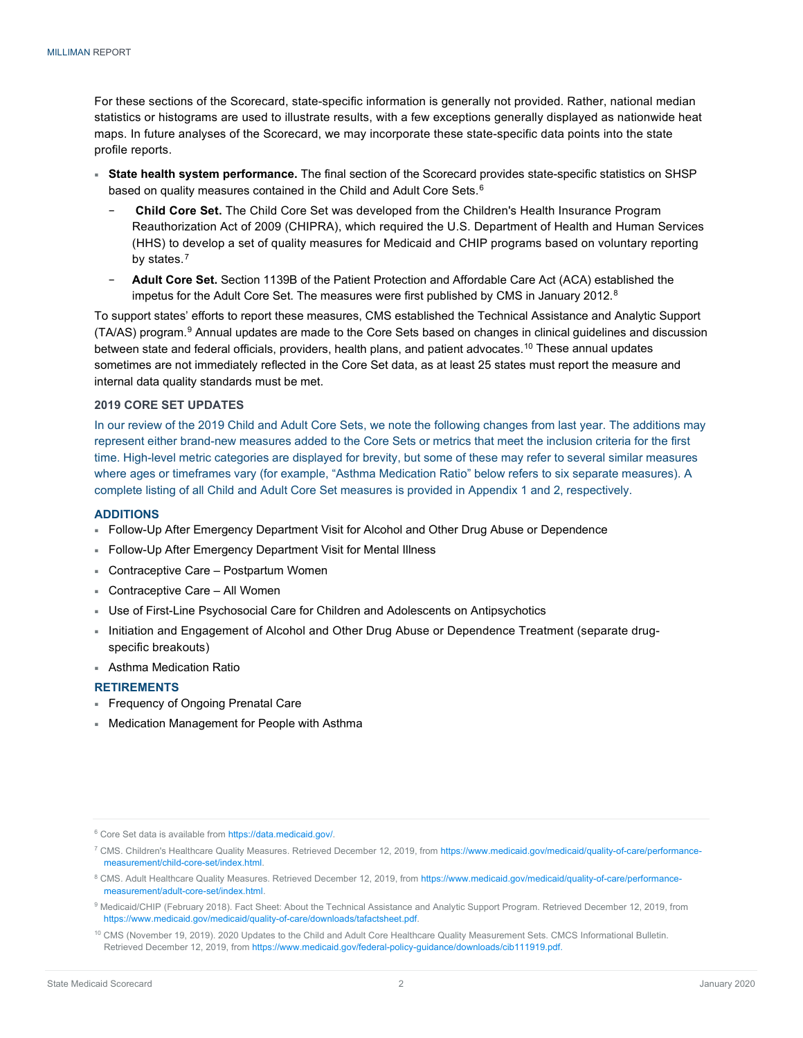For these sections of the Scorecard, state-specific information is generally not provided. Rather, national median statistics or histograms are used to illustrate results, with a few exceptions generally displayed as nationwide heat maps. In future analyses of the Scorecard, we may incorporate these state-specific data points into the state profile reports.

- **State health system performance.** The final section of the Scorecard provides state-specific statistics on SHSP based on quality measures contained in the Child and Adult Core Sets.[6]
  - **Child Core Set.** The Child Core Set was developed from the Children's Health Insurance Program Reauthorization Act of 2009 (CHIPRA), which required the U.S. Department of Health and Human Services (HHS) to develop a set of quality measures for Medicaid and CHIP programs based on voluntary reporting by states.[7]
  - **Adult Core Set.** Section 1139B of the Patient Protection and Affordable Care Act (ACA) established the impetus for the Adult Core Set. The measures were first published by CMS in January 2012.[8]

To support states' efforts to report these measures, CMS established the Technical Assistance and Analytic Support (TA/AS) program.[9] Annual updates are made to the Core Sets based on changes in clinical guidelines and discussion between state and federal officials, providers, health plans, and patient advocates.[10] These annual updates sometimes are not immediately reflected in the Core Set data, as at least 25 states must report the measure and internal data quality standards must be met.

### 2019 CORE SET UPDATES

In our review of the 2019 Child and Adult Core Sets, we note the following changes from last year. The additions may represent either brand-new measures added to the Core Sets or metrics that meet the inclusion criteria for the first time. High-level metric categories are displayed for brevity, but some of these may refer to several similar measures where ages or timeframes vary (for example, "Asthma Medication Ratio" below refers to six separate measures). A complete listing of all Child and Adult Core Set measures is provided in Appendix 1 and 2, respectively.

#### ADDITIONS

- Follow-Up After Emergency Department Visit for Alcohol and Other Drug Abuse or Dependence
- Follow-Up After Emergency Department Visit for Mental Illness
- Contraceptive Care – Postpartum Women
- Contraceptive Care – All Women
- Use of First-Line Psychosocial Care for Children and Adolescents on Antipsychotics
- Initiation and Engagement of Alcohol and Other Drug Abuse or Dependence Treatment (separate drug-specific breakouts)
- Asthma Medication Ratio

#### RETIREMENTS

- Frequency of Ongoing Prenatal Care
- Medication Management for People with Asthma

---

[6] Core Set data is available from https://data.medicaid.gov/.

[7] CMS. Children's Healthcare Quality Measures. Retrieved December 12, 2019, from https://www.medicaid.gov/medicaid/quality-of-care/performance-measurement/child-core-set/index.html.

[8] CMS. Adult Healthcare Quality Measures. Retrieved December 12, 2019, from https://www.medicaid.gov/medicaid/quality-of-care/performance-measurement/adult-core-set/index.html.

[9] Medicaid/CHIP (February 2018). Fact Sheet: About the Technical Assistance and Analytic Support Program. Retrieved December 12, 2019, from https://www.medicaid.gov/medicaid/quality-of-care/downloads/tafactsheet.pdf.

[10] CMS (November 19, 2019). 2020 Updates to the Child and Adult Core Healthcare Quality Measurement Sets. CMCS Informational Bulletin. Retrieved December 12, 2019, from https://www.medicaid.gov/federal-policy-guidance/downloads/cib111919.pdf.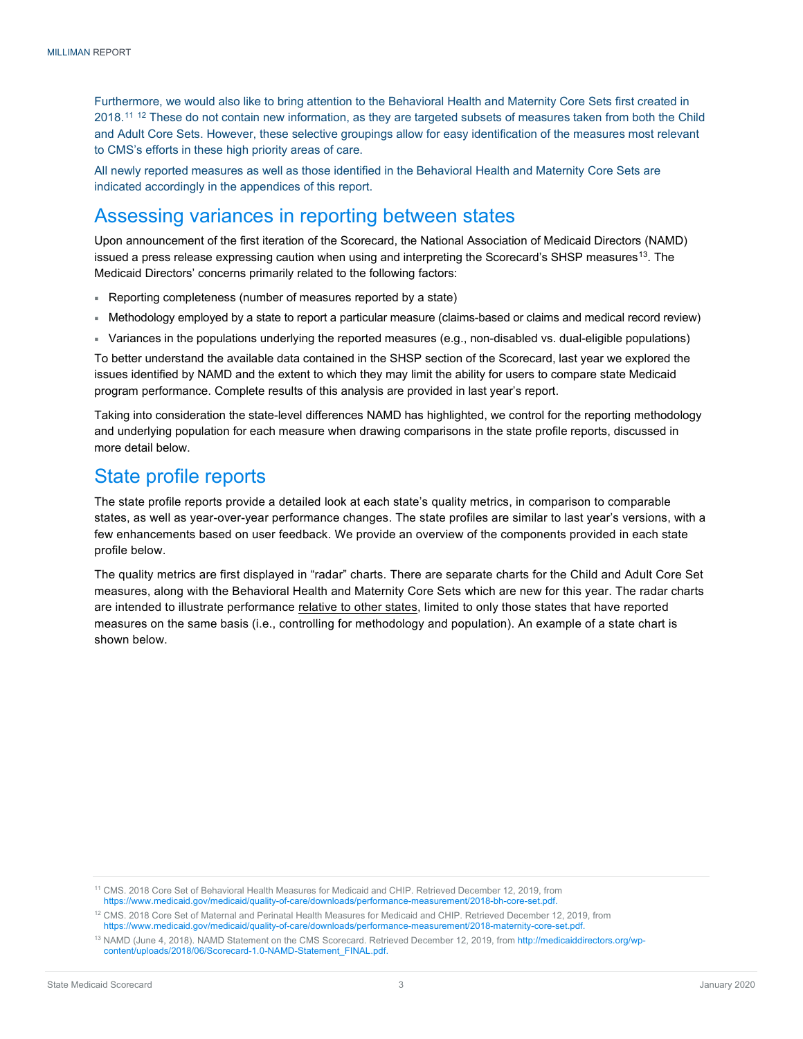Furthermore, we would also like to bring attention to the Behavioral Health and Maternity Core Sets first created in 2018.[11] [12] These do not contain new information, as they are targeted subsets of measures taken from both the Child and Adult Core Sets. However, these selective groupings allow for easy identification of the measures most relevant to CMS's efforts in these high priority areas of care.

All newly reported measures as well as those identified in the Behavioral Health and Maternity Core Sets are indicated accordingly in the appendices of this report.

## Assessing variances in reporting between states

Upon announcement of the first iteration of the Scorecard, the National Association of Medicaid Directors (NAMD) issued a press release expressing caution when using and interpreting the Scorecard's SHSP measures[13]. The Medicaid Directors' concerns primarily related to the following factors:

- Reporting completeness (number of measures reported by a state)
- Methodology employed by a state to report a particular measure (claims-based or claims and medical record review)
- Variances in the populations underlying the reported measures (e.g., non-disabled vs. dual-eligible populations)

To better understand the available data contained in the SHSP section of the Scorecard, last year we explored the issues identified by NAMD and the extent to which they may limit the ability for users to compare state Medicaid program performance. Complete results of this analysis are provided in last year's report.

Taking into consideration the state-level differences NAMD has highlighted, we control for the reporting methodology and underlying population for each measure when drawing comparisons in the state profile reports, discussed in more detail below.

## State profile reports

The state profile reports provide a detailed look at each state's quality metrics, in comparison to comparable states, as well as year-over-year performance changes. The state profiles are similar to last year's versions, with a few enhancements based on user feedback. We provide an overview of the components provided in each state profile below.

The quality metrics are first displayed in "radar" charts. There are separate charts for the Child and Adult Core Set measures, along with the Behavioral Health and Maternity Core Sets which are new for this year. The radar charts are intended to illustrate performance relative to other states, limited to only those states that have reported measures on the same basis (i.e., controlling for methodology and population). An example of a state chart is shown below.

---

[11] CMS. 2018 Core Set of Behavioral Health Measures for Medicaid and CHIP. Retrieved December 12, 2019, from https://www.medicaid.gov/medicaid/quality-of-care/downloads/performance-measurement/2018-bh-core-set.pdf.

[12] CMS. 2018 Core Set of Maternal and Perinatal Health Measures for Medicaid and CHIP. Retrieved December 12, 2019, from https://www.medicaid.gov/medicaid/quality-of-care/downloads/performance-measurement/2018-maternity-core-set.pdf.

[13] NAMD (June 4, 2018). NAMD Statement on the CMS Scorecard. Retrieved December 12, 2019, from http://medicaiddirectors.org/wp-content/uploads/2018/06/Scorecard-1.0-NAMD-Statement_FINAL.pdf.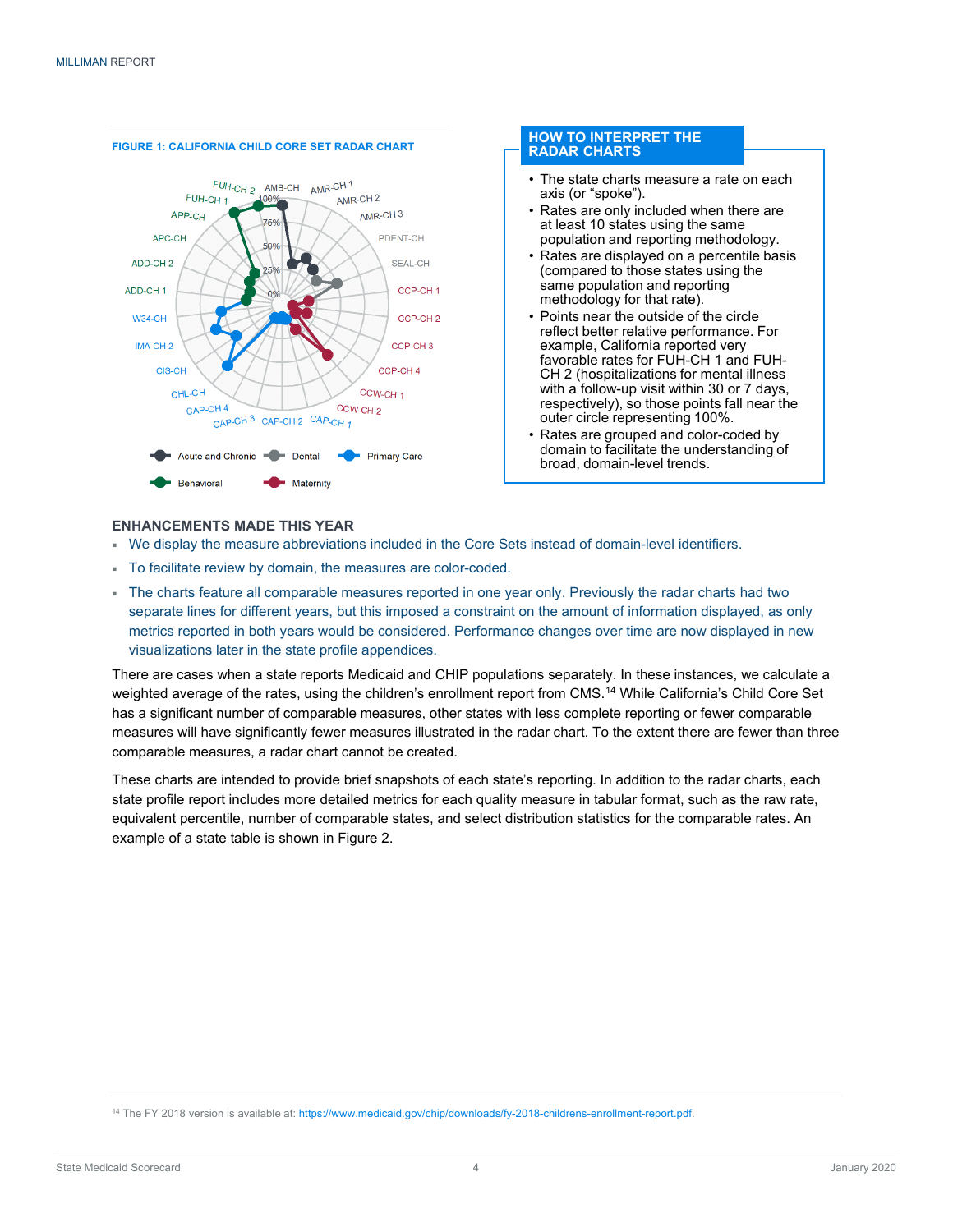**FIGURE 1: CALIFORNIA CHILD CORE SET RADAR CHART**

FUH-CH 2, AMB-CH, AMR-CH 1, FUH-CH 1, AMR-CH 2, APP-CH, AMR-CH 3, APC-CH, PDENT-CH, ADD-CH 2, SEAL-CH, ADD-CH 1, CCP-CH 1, W34-CH, CCP-CH 2, IMA-CH 2, CCP-CH 3, CIS-CH, CCP-CH 4, CHL-CH, CCW-CH 1, CAP-CH 4, CCW-CH 2, CAP-CH 3, CAP-CH 2, CAP-CH 1

0%, 25%, 50%, 75%, 100%

Acute and Chronic, Dental, Primary Care, Behavioral, Maternity

## HOW TO INTERPRET THE RADAR CHARTS

- The state charts measure a rate on each axis (or "spoke").
- Rates are only included when there are at least 10 states using the same population and reporting methodology.
- Rates are displayed on a percentile basis (compared to those states using the same population and reporting methodology for that rate).
- Points near the outside of the circle reflect better relative performance. For example, California reported very favorable rates for FUH-CH 1 and FUH-CH 2 (hospitalizations for mental illness with a follow-up visit within 30 or 7 days, respectively), so those points fall near the outer circle representing 100%.
- Rates are grouped and color-coded by domain to facilitate the understanding of broad, domain-level trends.

### ENHANCEMENTS MADE THIS YEAR

- We display the measure abbreviations included in the Core Sets instead of domain-level identifiers.
- To facilitate review by domain, the measures are color-coded.
- The charts feature all comparable measures reported in one year only. Previously the radar charts had two separate lines for different years, but this imposed a constraint on the amount of information displayed, as only metrics reported in both years would be considered. Performance changes over time are now displayed in new visualizations later in the state profile appendices.

There are cases when a state reports Medicaid and CHIP populations separately. In these instances, we calculate a weighted average of the rates, using the children's enrollment report from CMS.[14] While California's Child Core Set has a significant number of comparable measures, other states with less complete reporting or fewer comparable measures will have significantly fewer measures illustrated in the radar chart. To the extent there are fewer than three comparable measures, a radar chart cannot be created.

These charts are intended to provide brief snapshots of each state's reporting. In addition to the radar charts, each state profile report includes more detailed metrics for each quality measure in tabular format, such as the raw rate, equivalent percentile, number of comparable states, and select distribution statistics for the comparable rates. An example of a state table is shown in Figure 2.

[14] The FY 2018 version is available at: https://www.medicaid.gov/chip/downloads/fy-2018-childrens-enrollment-report.pdf.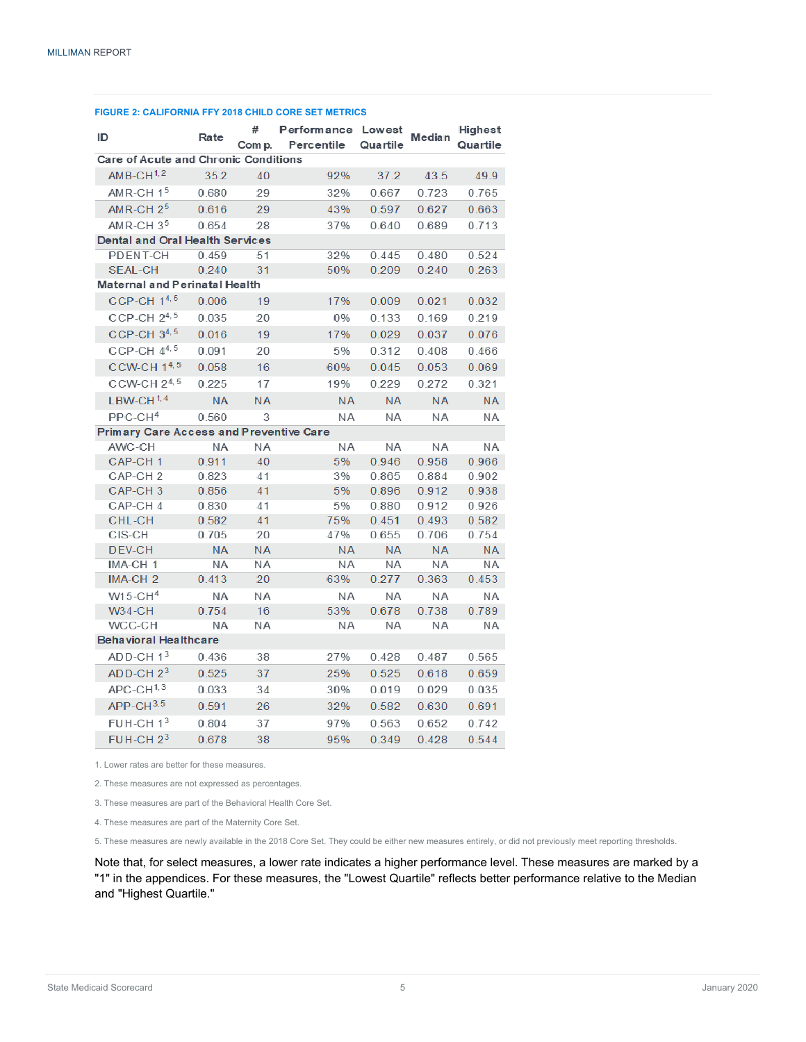**FIGURE 2: CALIFORNIA FFY 2018 CHILD CORE SET METRICS**

| ID | Rate | # Comp. | Performance Percentile | Lowest Quartile | Median | Highest Quartile |
|---|---|---|---|---|---|---|
| **Care of Acute and Chronic Conditions** | | | | | | |
| AMB-CH[1,2] | 35.2 | 40 | 92% | 37.2 | 43.5 | 49.9 |
| AMR-CH 1[5] | 0.680 | 29 | 32% | 0.667 | 0.723 | 0.765 |
| AMR-CH 2[5] | 0.616 | 29 | 43% | 0.597 | 0.627 | 0.663 |
| AMR-CH 3[5] | 0.654 | 28 | 37% | 0.640 | 0.689 | 0.713 |
| **Dental and Oral Health Services** | | | | | | |
| PDENT-CH | 0.459 | 51 | 32% | 0.445 | 0.480 | 0.524 |
| SEAL-CH | 0.240 | 31 | 50% | 0.209 | 0.240 | 0.263 |
| **Maternal and Perinatal Health** | | | | | | |
| CCP-CH 1[4,5] | 0.006 | 19 | 17% | 0.009 | 0.021 | 0.032 |
| CCP-CH 2[4,5] | 0.035 | 20 | 0% | 0.133 | 0.169 | 0.219 |
| CCP-CH 3[4,5] | 0.016 | 19 | 17% | 0.029 | 0.037 | 0.076 |
| CCP-CH 4[4,5] | 0.091 | 20 | 5% | 0.312 | 0.408 | 0.466 |
| CCW-CH 1[4,5] | 0.058 | 16 | 60% | 0.045 | 0.053 | 0.069 |
| CCW-CH 2[4,5] | 0.225 | 17 | 19% | 0.229 | 0.272 | 0.321 |
| LBW-CH[1,4] | NA | NA | NA | NA | NA | NA |
| PPC-CH[4] | 0.560 | 3 | NA | NA | NA | NA |
| **Primary Care Access and Preventive Care** | | | | | | |
| AWC-CH | NA | NA | NA | NA | NA | NA |
| CAP-CH 1 | 0.911 | 40 | 5% | 0.946 | 0.958 | 0.966 |
| CAP-CH 2 | 0.823 | 41 | 3% | 0.865 | 0.884 | 0.902 |
| CAP-CH 3 | 0.856 | 41 | 5% | 0.896 | 0.912 | 0.938 |
| CAP-CH 4 | 0.830 | 41 | 5% | 0.880 | 0.912 | 0.926 |
| CHL-CH | 0.582 | 41 | 75% | 0.451 | 0.493 | 0.582 |
| CIS-CH | 0.705 | 20 | 47% | 0.655 | 0.706 | 0.754 |
| DEV-CH | NA | NA | NA | NA | NA | NA |
| IMA-CH 1 | NA | NA | NA | NA | NA | NA |
| IMA-CH 2 | 0.413 | 20 | 63% | 0.277 | 0.363 | 0.453 |
| W15-CH[4] | NA | NA | NA | NA | NA | NA |
| W34-CH | 0.754 | 16 | 53% | 0.678 | 0.738 | 0.789 |
| WCC-CH | NA | NA | NA | NA | NA | NA |
| **Behavioral Healthcare** | | | | | | |
| ADD-CH 1[3] | 0.436 | 38 | 27% | 0.428 | 0.487 | 0.565 |
| ADD-CH 2[3] | 0.525 | 37 | 25% | 0.525 | 0.618 | 0.659 |
| APC-CH[1,3] | 0.033 | 34 | 30% | 0.019 | 0.029 | 0.035 |
| APP-CH[3,5] | 0.591 | 26 | 32% | 0.582 | 0.630 | 0.691 |
| FUH-CH 1[3] | 0.804 | 37 | 97% | 0.563 | 0.652 | 0.742 |
| FUH-CH 2[3] | 0.678 | 38 | 95% | 0.349 | 0.428 | 0.544 |

1. Lower rates are better for these measures.

2. These measures are not expressed as percentages.

3. These measures are part of the Behavioral Health Core Set.

4. These measures are part of the Maternity Core Set.

5. These measures are newly available in the 2018 Core Set. They could be either new measures entirely, or did not previously meet reporting thresholds.

Note that, for select measures, a lower rate indicates a higher performance level. These measures are marked by a "1" in the appendices. For these measures, the "Lowest Quartile" reflects better performance relative to the Median and "Highest Quartile."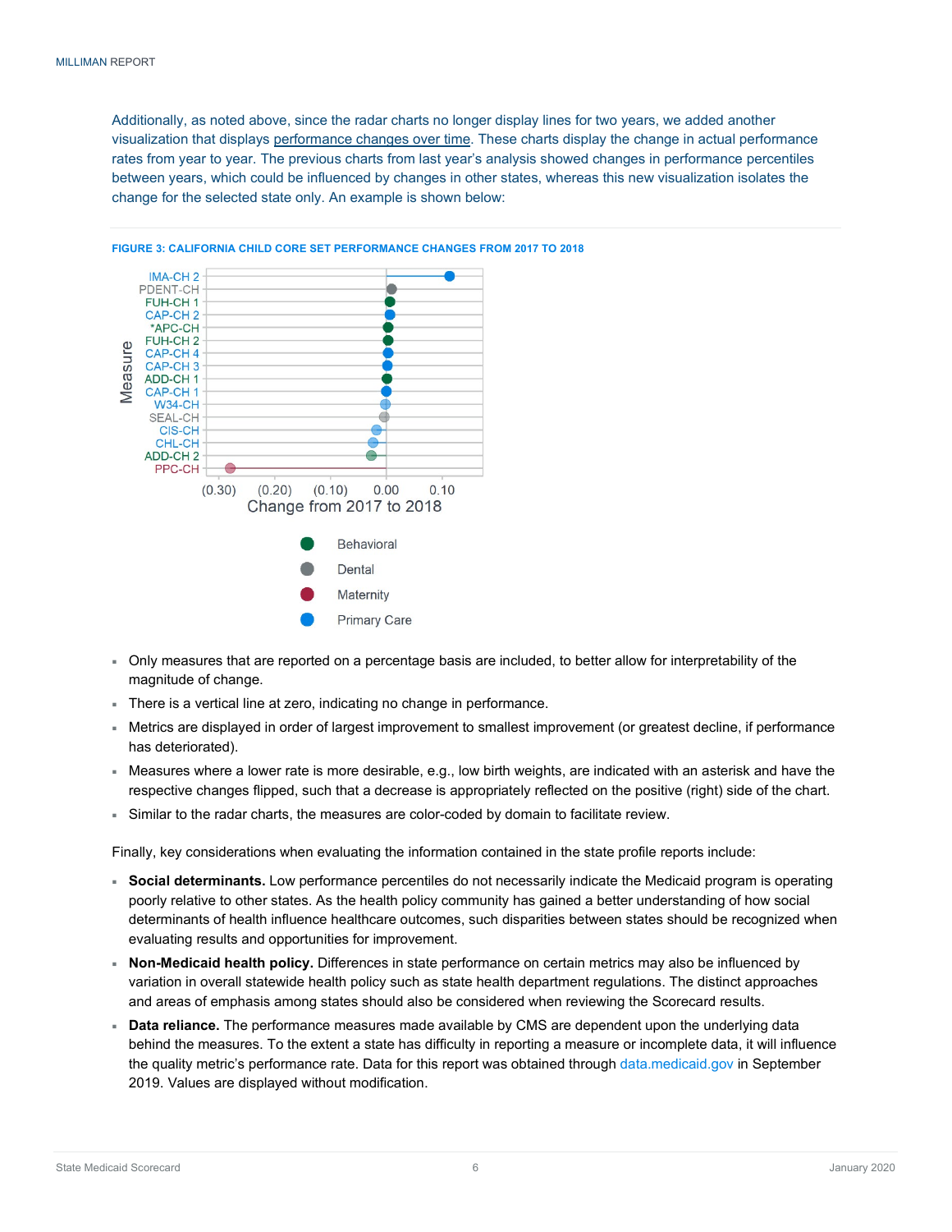Additionally, as noted above, since the radar charts no longer display lines for two years, we added another visualization that displays performance changes over time. These charts display the change in actual performance rates from year to year. The previous charts from last year's analysis showed changes in performance percentiles between years, which could be influenced by changes in other states, whereas this new visualization isolates the change for the selected state only. An example is shown below:

**FIGURE 3: CALIFORNIA CHILD CORE SET PERFORMANCE CHANGES FROM 2017 TO 2018**

- Only measures that are reported on a percentage basis are included, to better allow for interpretability of the magnitude of change.
- There is a vertical line at zero, indicating no change in performance.
- Metrics are displayed in order of largest improvement to smallest improvement (or greatest decline, if performance has deteriorated).
- Measures where a lower rate is more desirable, e.g., low birth weights, are indicated with an asterisk and have the respective changes flipped, such that a decrease is appropriately reflected on the positive (right) side of the chart.
- Similar to the radar charts, the measures are color-coded by domain to facilitate review.

Finally, key considerations when evaluating the information contained in the state profile reports include:

- **Social determinants.** Low performance percentiles do not necessarily indicate the Medicaid program is operating poorly relative to other states. As the health policy community has gained a better understanding of how social determinants of health influence healthcare outcomes, such disparities between states should be recognized when evaluating results and opportunities for improvement.
- **Non-Medicaid health policy.** Differences in state performance on certain metrics may also be influenced by variation in overall statewide health policy such as state health department regulations. The distinct approaches and areas of emphasis among states should also be considered when reviewing the Scorecard results.
- **Data reliance.** The performance measures made available by CMS are dependent upon the underlying data behind the measures. To the extent a state has difficulty in reporting a measure or incomplete data, it will influence the quality metric's performance rate. Data for this report was obtained through data.medicaid.gov in September 2019. Values are displayed without modification.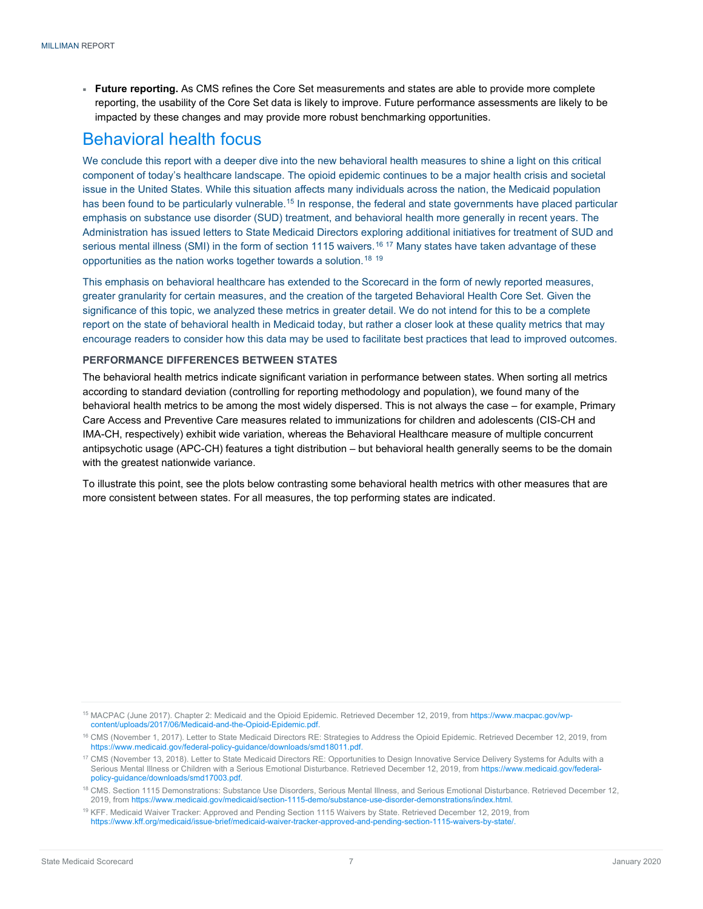- **Future reporting.** As CMS refines the Core Set measurements and states are able to provide more complete reporting, the usability of the Core Set data is likely to improve. Future performance assessments are likely to be impacted by these changes and may provide more robust benchmarking opportunities.

## Behavioral health focus

We conclude this report with a deeper dive into the new behavioral health measures to shine a light on this critical component of today's healthcare landscape. The opioid epidemic continues to be a major health crisis and societal issue in the United States. While this situation affects many individuals across the nation, the Medicaid population has been found to be particularly vulnerable.[15] In response, the federal and state governments have placed particular emphasis on substance use disorder (SUD) treatment, and behavioral health more generally in recent years. The Administration has issued letters to State Medicaid Directors exploring additional initiatives for treatment of SUD and serious mental illness (SMI) in the form of section 1115 waivers.[16] [17] Many states have taken advantage of these opportunities as the nation works together towards a solution.[18] [19]

This emphasis on behavioral healthcare has extended to the Scorecard in the form of newly reported measures, greater granularity for certain measures, and the creation of the targeted Behavioral Health Core Set. Given the significance of this topic, we analyzed these metrics in greater detail. We do not intend for this to be a complete report on the state of behavioral health in Medicaid today, but rather a closer look at these quality metrics that may encourage readers to consider how this data may be used to facilitate best practices that lead to improved outcomes.

### PERFORMANCE DIFFERENCES BETWEEN STATES

The behavioral health metrics indicate significant variation in performance between states. When sorting all metrics according to standard deviation (controlling for reporting methodology and population), we found many of the behavioral health metrics to be among the most widely dispersed. This is not always the case – for example, Primary Care Access and Preventive Care measures related to immunizations for children and adolescents (CIS-CH and IMA-CH, respectively) exhibit wide variation, whereas the Behavioral Healthcare measure of multiple concurrent antipsychotic usage (APC-CH) features a tight distribution – but behavioral health generally seems to be the domain with the greatest nationwide variance.

To illustrate this point, see the plots below contrasting some behavioral health metrics with other measures that are more consistent between states. For all measures, the top performing states are indicated.

---

[15] MACPAC (June 2017). Chapter 2: Medicaid and the Opioid Epidemic. Retrieved December 12, 2019, from https://www.macpac.gov/wp-content/uploads/2017/06/Medicaid-and-the-Opioid-Epidemic.pdf.

[16] CMS (November 1, 2017). Letter to State Medicaid Directors RE: Strategies to Address the Opioid Epidemic. Retrieved December 12, 2019, from https://www.medicaid.gov/federal-policy-guidance/downloads/smd18011.pdf.

[17] CMS (November 13, 2018). Letter to State Medicaid Directors RE: Opportunities to Design Innovative Service Delivery Systems for Adults with a Serious Mental Illness or Children with a Serious Emotional Disturbance. Retrieved December 12, 2019, from https://www.medicaid.gov/federal-policy-guidance/downloads/smd17003.pdf.

[18] CMS. Section 1115 Demonstrations: Substance Use Disorders, Serious Mental Illness, and Serious Emotional Disturbance. Retrieved December 12, 2019, from https://www.medicaid.gov/medicaid/section-1115-demo/substance-use-disorder-demonstrations/index.html.

[19] KFF. Medicaid Waiver Tracker: Approved and Pending Section 1115 Waivers by State. Retrieved December 12, 2019, from https://www.kff.org/medicaid/issue-brief/medicaid-waiver-tracker-approved-and-pending-section-1115-waivers-by-state/.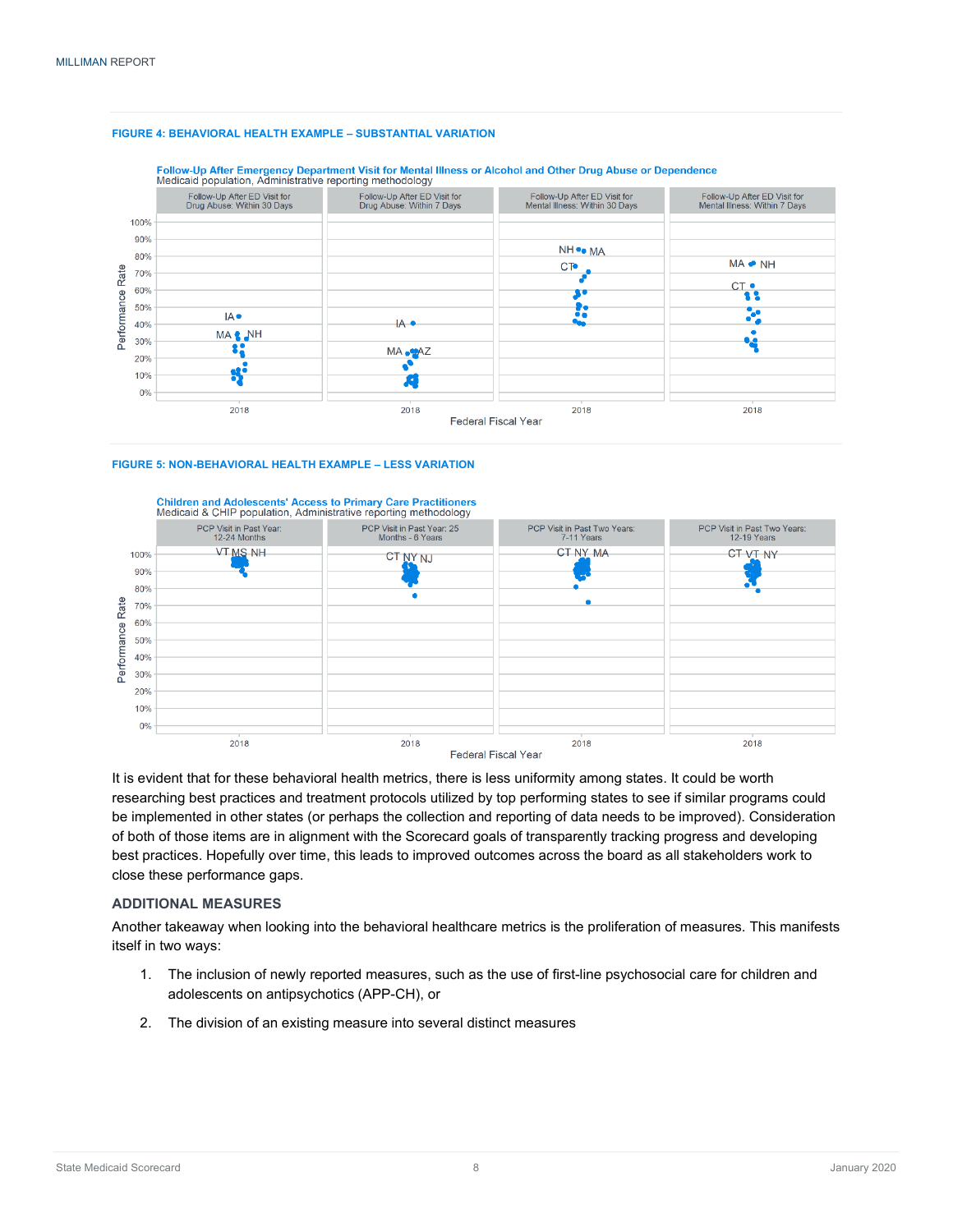**FIGURE 4: BEHAVIORAL HEALTH EXAMPLE – SUBSTANTIAL VARIATION**

**Follow-Up After Emergency Department Visit for Mental Illness or Alcohol and Other Drug Abuse or Dependence**
Medicaid population, Administrative reporting methodology

**FIGURE 5: NON-BEHAVIORAL HEALTH EXAMPLE – LESS VARIATION**

**Children and Adolescents' Access to Primary Care Practitioners**
Medicaid & CHIP population, Administrative reporting methodology

It is evident that for these behavioral health metrics, there is less uniformity among states. It could be worth researching best practices and treatment protocols utilized by top performing states to see if similar programs could be implemented in other states (or perhaps the collection and reporting of data needs to be improved). Consideration of both of those items are in alignment with the Scorecard goals of transparently tracking progress and developing best practices. Hopefully over time, this leads to improved outcomes across the board as all stakeholders work to close these performance gaps.

### ADDITIONAL MEASURES

Another takeaway when looking into the behavioral healthcare metrics is the proliferation of measures. This manifests itself in two ways:

1. The inclusion of newly reported measures, such as the use of first-line psychosocial care for children and adolescents on antipsychotics (APP-CH), or
2. The division of an existing measure into several distinct measures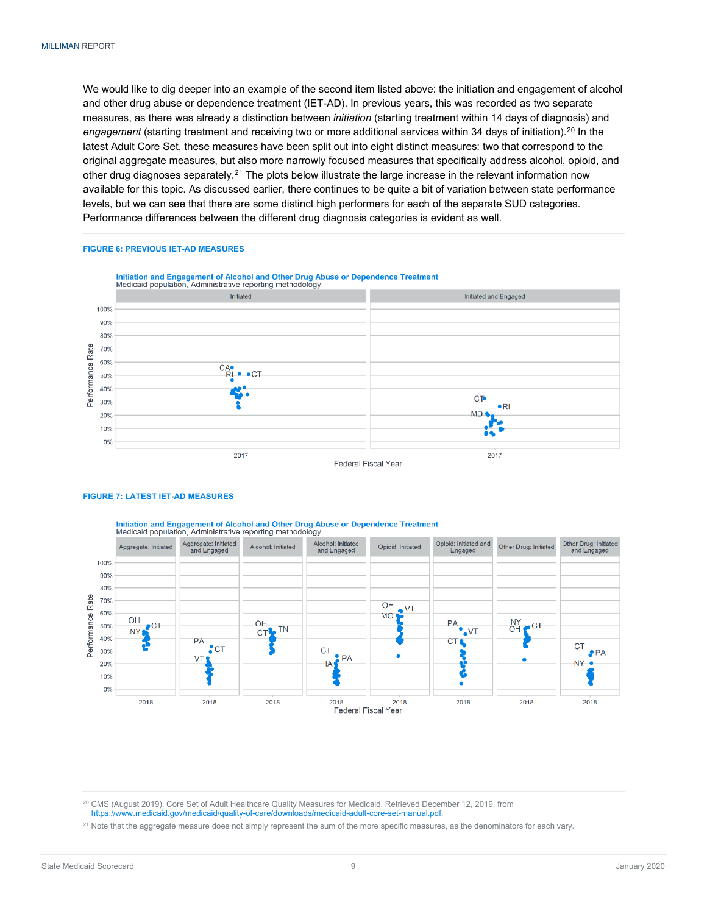We would like to dig deeper into an example of the second item listed above: the initiation and engagement of alcohol and other drug abuse or dependence treatment (IET-AD). In previous years, this was recorded as two separate measures, as there was already a distinction between *initiation* (starting treatment within 14 days of diagnosis) and *engagement* (starting treatment and receiving two or more additional services within 34 days of initiation).[20] In the latest Adult Core Set, these measures have been split out into eight distinct measures: two that correspond to the original aggregate measures, but also more narrowly focused measures that specifically address alcohol, opioid, and other drug diagnoses separately.[21] The plots below illustrate the large increase in the relevant information now available for this topic. As discussed earlier, there continues to be quite a bit of variation between state performance levels, but we can see that there are some distinct high performers for each of the separate SUD categories. Performance differences between the different drug diagnosis categories is evident as well.

**FIGURE 6: PREVIOUS IET-AD MEASURES**

**Initiation and Engagement of Alcohol and Other Drug Abuse or Dependence Treatment**
Medicaid population, Administrative reporting methodology

**FIGURE 7: LATEST IET-AD MEASURES**

**Initiation and Engagement of Alcohol and Other Drug Abuse or Dependence Treatment**
Medicaid population, Administrative reporting methodology

[20] CMS (August 2019). Core Set of Adult Healthcare Quality Measures for Medicaid. Retrieved December 12, 2019, from https://www.medicaid.gov/medicaid/quality-of-care/downloads/medicaid-adult-core-set-manual.pdf.

[21] Note that the aggregate measure does not simply represent the sum of the more specific measures, as the denominators for each vary.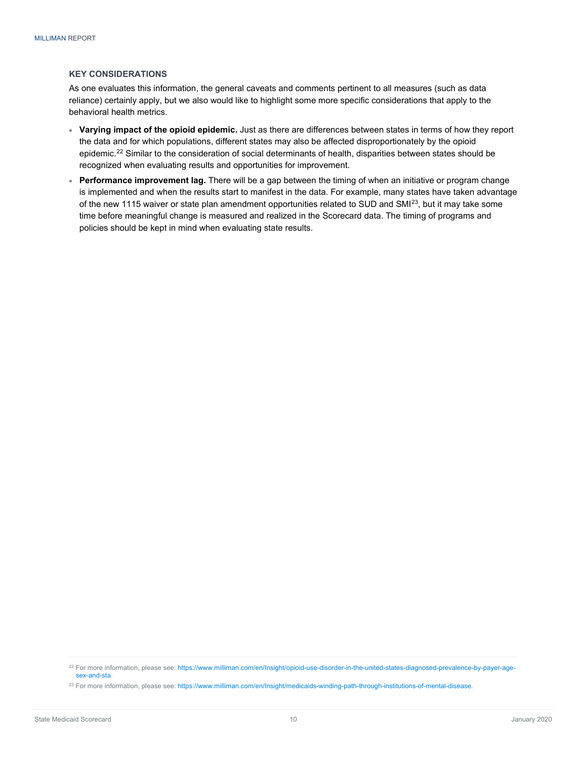### KEY CONSIDERATIONS

As one evaluates this information, the general caveats and comments pertinent to all measures (such as data reliance) certainly apply, but we also would like to highlight some more specific considerations that apply to the behavioral health metrics.

- **Varying impact of the opioid epidemic.** Just as there are differences between states in terms of how they report the data and for which populations, different states may also be affected disproportionately by the opioid epidemic.[22] Similar to the consideration of social determinants of health, disparities between states should be recognized when evaluating results and opportunities for improvement.
- **Performance improvement lag.** There will be a gap between the timing of when an initiative or program change is implemented and when the results start to manifest in the data. For example, many states have taken advantage of the new 1115 waiver or state plan amendment opportunities related to SUD and SMI[23], but it may take some time before meaningful change is measured and realized in the Scorecard data. The timing of programs and policies should be kept in mind when evaluating state results.

---

[22] For more information, please see: https://www.milliman.com/en/Insight/opioid-use-disorder-in-the-united-states-diagnosed-prevalence-by-payer-age-sex-and-sta.

[23] For more information, please see: https://www.milliman.com/en/Insight/medicaids-winding-path-through-institutions-of-mental-disease.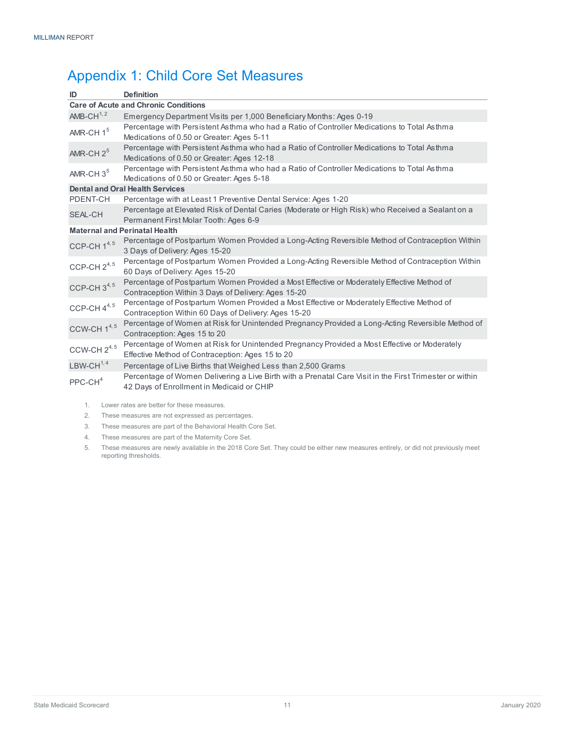## Appendix 1: Child Core Set Measures

| ID | Definition |
|---|---|
| **Care of Acute and Chronic Conditions** | |
| AMB-CH[1, 2] | Emergency Department Visits per 1,000 Beneficiary Months: Ages 0-19 |
| AMR-CH 1[5] | Percentage with Persistent Asthma who had a Ratio of Controller Medications to Total Asthma Medications of 0.50 or Greater: Ages 5-11 |
| AMR-CH 2[5] | Percentage with Persistent Asthma who had a Ratio of Controller Medications to Total Asthma Medications of 0.50 or Greater: Ages 12-18 |
| AMR-CH 3[5] | Percentage with Persistent Asthma who had a Ratio of Controller Medications to Total Asthma Medications of 0.50 or Greater: Ages 5-18 |
| **Dental and Oral Health Services** | |
| PDENT-CH | Percentage with at Least 1 Preventive Dental Service: Ages 1-20 |
| SEAL-CH | Percentage at Elevated Risk of Dental Caries (Moderate or High Risk) who Received a Sealant on a Permanent First Molar Tooth: Ages 6-9 |
| **Maternal and Perinatal Health** | |
| CCP-CH 1[4, 5] | Percentage of Postpartum Women Provided a Long-Acting Reversible Method of Contraception Within 3 Days of Delivery: Ages 15-20 |
| CCP-CH 2[4, 5] | Percentage of Postpartum Women Provided a Long-Acting Reversible Method of Contraception Within 60 Days of Delivery: Ages 15-20 |
| CCP-CH 3[4, 5] | Percentage of Postpartum Women Provided a Most Effective or Moderately Effective Method of Contraception Within 3 Days of Delivery: Ages 15-20 |
| CCP-CH 4[4, 5] | Percentage of Postpartum Women Provided a Most Effective or Moderately Effective Method of Contraception Within 60 Days of Delivery: Ages 15-20 |
| CCW-CH 1[4, 5] | Percentage of Women at Risk for Unintended Pregnancy Provided a Long-Acting Reversible Method of Contraception: Ages 15 to 20 |
| CCW-CH 2[4, 5] | Percentage of Women at Risk for Unintended Pregnancy Provided a Most Effective or Moderately Effective Method of Contraception: Ages 15 to 20 |
| LBW-CH[1, 4] | Percentage of Live Births that Weighed Less than 2,500 Grams |
| PPC-CH[4] | Percentage of Women Delivering a Live Birth with a Prenatal Care Visit in the First Trimester or within 42 Days of Enrollment in Medicaid or CHIP |

1. Lower rates are better for these measures.
2. These measures are not expressed as percentages.
3. These measures are part of the Behavioral Health Core Set.
4. These measures are part of the Maternity Core Set.
5. These measures are newly available in the 2018 Core Set. They could be either new measures entirely, or did not previously meet reporting thresholds.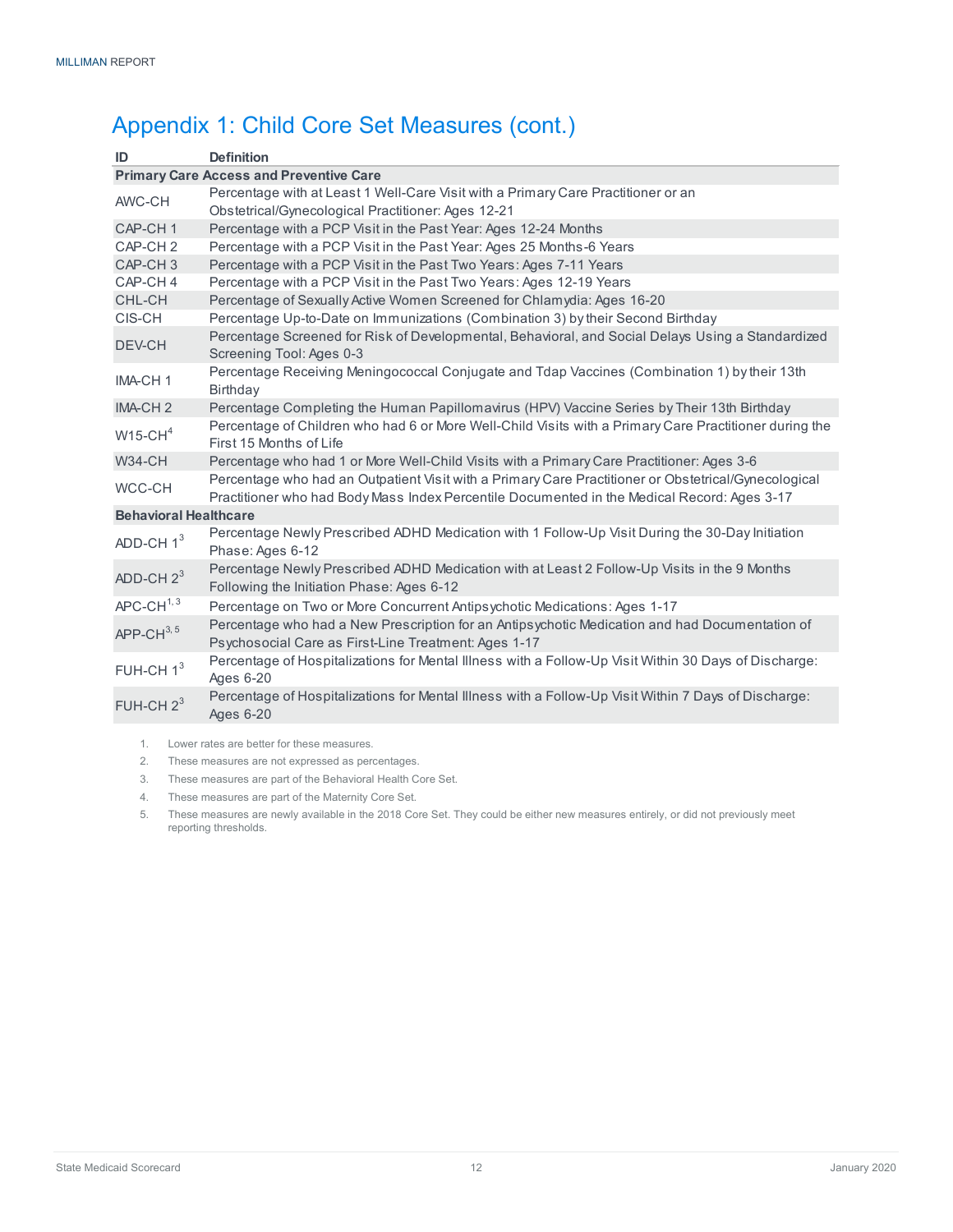## Appendix 1: Child Core Set Measures (cont.)

| ID | Definition |
|---|---|
| **Primary Care Access and Preventive Care** | |
| AWC-CH | Percentage with at Least 1 Well-Care Visit with a Primary Care Practitioner or an Obstetrical/Gynecological Practitioner: Ages 12-21 |
| CAP-CH 1 | Percentage with a PCP Visit in the Past Year: Ages 12-24 Months |
| CAP-CH 2 | Percentage with a PCP Visit in the Past Year: Ages 25 Months-6 Years |
| CAP-CH 3 | Percentage with a PCP Visit in the Past Two Years: Ages 7-11 Years |
| CAP-CH 4 | Percentage with a PCP Visit in the Past Two Years: Ages 12-19 Years |
| CHL-CH | Percentage of Sexually Active Women Screened for Chlamydia: Ages 16-20 |
| CIS-CH | Percentage Up-to-Date on Immunizations (Combination 3) by their Second Birthday |
| DEV-CH | Percentage Screened for Risk of Developmental, Behavioral, and Social Delays Using a Standardized Screening Tool: Ages 0-3 |
| IMA-CH 1 | Percentage Receiving Meningococcal Conjugate and Tdap Vaccines (Combination 1) by their 13th Birthday |
| IMA-CH 2 | Percentage Completing the Human Papillomavirus (HPV) Vaccine Series by Their 13th Birthday |
| W15-CH[4] | Percentage of Children who had 6 or More Well-Child Visits with a Primary Care Practitioner during the First 15 Months of Life |
| W34-CH | Percentage who had 1 or More Well-Child Visits with a Primary Care Practitioner: Ages 3-6 |
| WCC-CH | Percentage who had an Outpatient Visit with a Primary Care Practitioner or Obstetrical/Gynecological Practitioner who had Body Mass Index Percentile Documented in the Medical Record: Ages 3-17 |
| **Behavioral Healthcare** | |
| ADD-CH 1[3] | Percentage Newly Prescribed ADHD Medication with 1 Follow-Up Visit During the 30-Day Initiation Phase: Ages 6-12 |
| ADD-CH 2[3] | Percentage Newly Prescribed ADHD Medication with at Least 2 Follow-Up Visits in the 9 Months Following the Initiation Phase: Ages 6-12 |
| APC-CH[1, 3] | Percentage on Two or More Concurrent Antipsychotic Medications: Ages 1-17 |
| APP-CH[3, 5] | Percentage who had a New Prescription for an Antipsychotic Medication and had Documentation of Psychosocial Care as First-Line Treatment: Ages 1-17 |
| FUH-CH 1[3] | Percentage of Hospitalizations for Mental Illness with a Follow-Up Visit Within 30 Days of Discharge: Ages 6-20 |
| FUH-CH 2[3] | Percentage of Hospitalizations for Mental Illness with a Follow-Up Visit Within 7 Days of Discharge: Ages 6-20 |

1. Lower rates are better for these measures.
2. These measures are not expressed as percentages.
3. These measures are part of the Behavioral Health Core Set.
4. These measures are part of the Maternity Core Set.
5. These measures are newly available in the 2018 Core Set. They could be either new measures entirely, or did not previously meet reporting thresholds.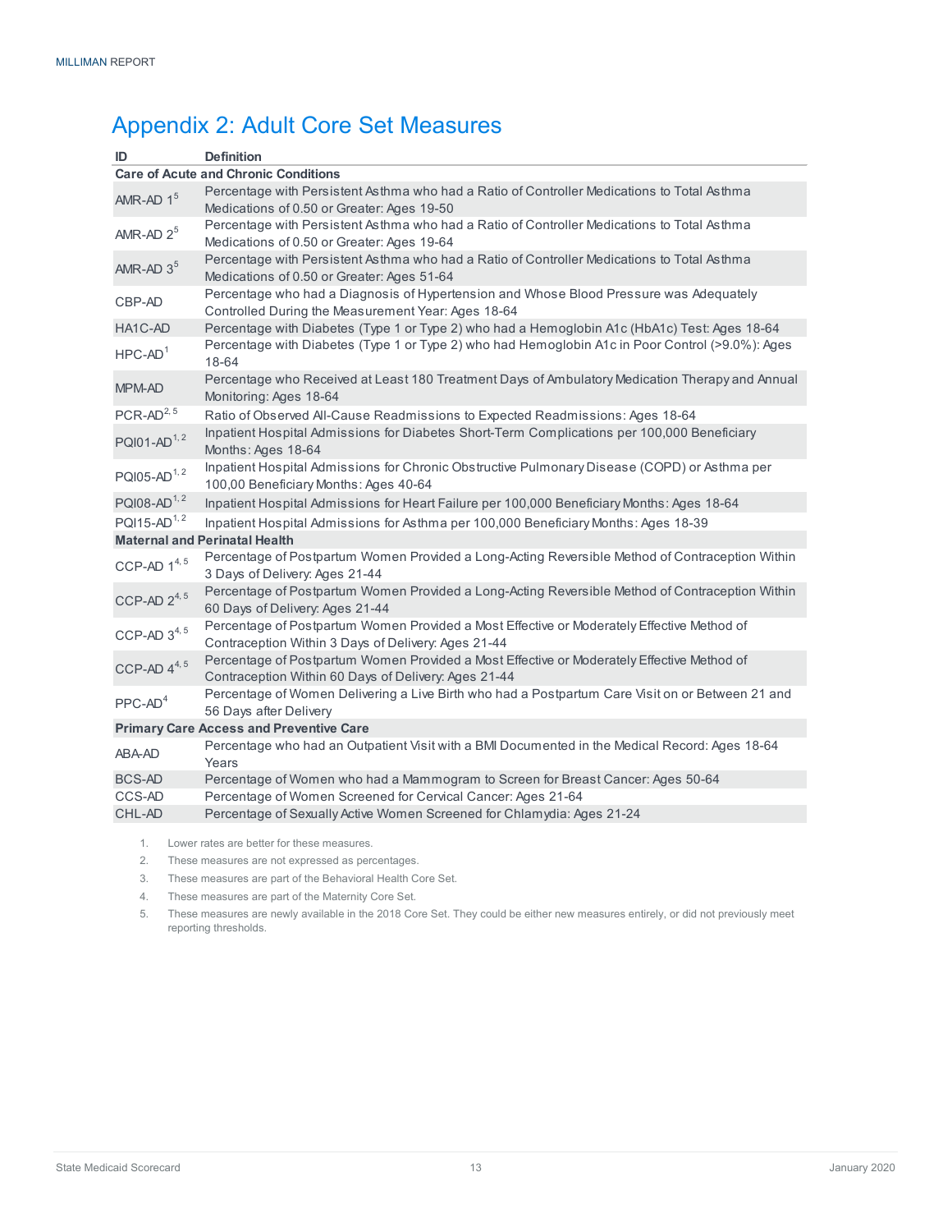## Appendix 2: Adult Core Set Measures

| ID | Definition |
|---|---|
| **Care of Acute and Chronic Conditions** | |
| AMR-AD 1[5] | Percentage with Persistent Asthma who had a Ratio of Controller Medications to Total Asthma Medications of 0.50 or Greater: Ages 19-50 |
| AMR-AD 2[5] | Percentage with Persistent Asthma who had a Ratio of Controller Medications to Total Asthma Medications of 0.50 or Greater: Ages 19-64 |
| AMR-AD 3[5] | Percentage with Persistent Asthma who had a Ratio of Controller Medications to Total Asthma Medications of 0.50 or Greater: Ages 51-64 |
| CBP-AD | Percentage who had a Diagnosis of Hypertension and Whose Blood Pressure was Adequately Controlled During the Measurement Year: Ages 18-64 |
| HA1C-AD | Percentage with Diabetes (Type 1 or Type 2) who had a Hemoglobin A1c (HbA1c) Test: Ages 18-64 |
| HPC-AD[1] | Percentage with Diabetes (Type 1 or Type 2) who had Hemoglobin A1c in Poor Control (>9.0%): Ages 18-64 |
| MPM-AD | Percentage who Received at Least 180 Treatment Days of Ambulatory Medication Therapy and Annual Monitoring: Ages 18-64 |
| PCR-AD[2, 5] | Ratio of Observed All-Cause Readmissions to Expected Readmissions: Ages 18-64 |
| PQI01-AD[1, 2] | Inpatient Hospital Admissions for Diabetes Short-Term Complications per 100,000 Beneficiary Months: Ages 18-64 |
| PQI05-AD[1, 2] | Inpatient Hospital Admissions for Chronic Obstructive Pulmonary Disease (COPD) or Asthma per 100,00 Beneficiary Months: Ages 40-64 |
| PQI08-AD[1, 2] | Inpatient Hospital Admissions for Heart Failure per 100,000 Beneficiary Months: Ages 18-64 |
| PQI15-AD[1, 2] | Inpatient Hospital Admissions for Asthma per 100,000 Beneficiary Months: Ages 18-39 |
| **Maternal and Perinatal Health** | |
| CCP-AD 1[4, 5] | Percentage of Postpartum Women Provided a Long-Acting Reversible Method of Contraception Within 3 Days of Delivery: Ages 21-44 |
| CCP-AD 2[4, 5] | Percentage of Postpartum Women Provided a Long-Acting Reversible Method of Contraception Within 60 Days of Delivery: Ages 21-44 |
| CCP-AD 3[4, 5] | Percentage of Postpartum Women Provided a Most Effective or Moderately Effective Method of Contraception Within 3 Days of Delivery: Ages 21-44 |
| CCP-AD 4[4, 5] | Percentage of Postpartum Women Provided a Most Effective or Moderately Effective Method of Contraception Within 60 Days of Delivery: Ages 21-44 |
| PPC-AD[4] | Percentage of Women Delivering a Live Birth who had a Postpartum Care Visit on or Between 21 and 56 Days after Delivery |
| **Primary Care Access and Preventive Care** | |
| ABA-AD | Percentage who had an Outpatient Visit with a BMI Documented in the Medical Record: Ages 18-64 Years |
| BCS-AD | Percentage of Women who had a Mammogram to Screen for Breast Cancer: Ages 50-64 |
| CCS-AD | Percentage of Women Screened for Cervical Cancer: Ages 21-64 |
| CHL-AD | Percentage of Sexually Active Women Screened for Chlamydia: Ages 21-24 |

1. Lower rates are better for these measures.
2. These measures are not expressed as percentages.
3. These measures are part of the Behavioral Health Core Set.
4. These measures are part of the Maternity Core Set.
5. These measures are newly available in the 2018 Core Set. They could be either new measures entirely, or did not previously meet reporting thresholds.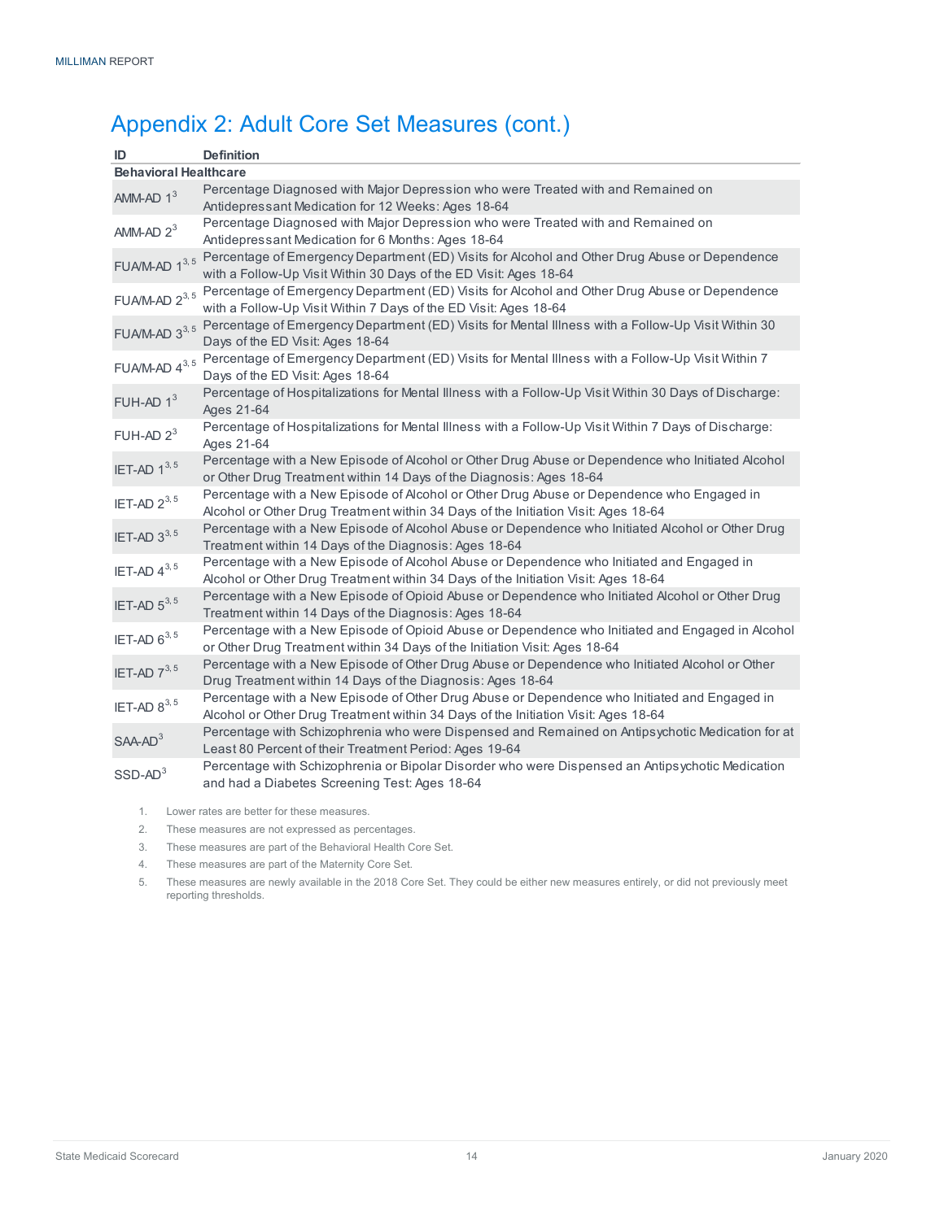# Appendix 2: Adult Core Set Measures (cont.)

| ID | Definition |
|---|---|
| **Behavioral Healthcare** | |
| AMM-AD 1[3] | Percentage Diagnosed with Major Depression who were Treated with and Remained on Antidepressant Medication for 12 Weeks: Ages 18-64 |
| AMM-AD 2[3] | Percentage Diagnosed with Major Depression who were Treated with and Remained on Antidepressant Medication for 6 Months: Ages 18-64 |
| FUA/M-AD 1[3, 5] | Percentage of Emergency Department (ED) Visits for Alcohol and Other Drug Abuse or Dependence with a Follow-Up Visit Within 30 Days of the ED Visit: Ages 18-64 |
| FUA/M-AD 2[3, 5] | Percentage of Emergency Department (ED) Visits for Alcohol and Other Drug Abuse or Dependence with a Follow-Up Visit Within 7 Days of the ED Visit: Ages 18-64 |
| FUA/M-AD 3[3, 5] | Percentage of Emergency Department (ED) Visits for Mental Illness with a Follow-Up Visit Within 30 Days of the ED Visit: Ages 18-64 |
| FUA/M-AD 4[3, 5] | Percentage of Emergency Department (ED) Visits for Mental Illness with a Follow-Up Visit Within 7 Days of the ED Visit: Ages 18-64 |
| FUH-AD 1[3] | Percentage of Hospitalizations for Mental Illness with a Follow-Up Visit Within 30 Days of Discharge: Ages 21-64 |
| FUH-AD 2[3] | Percentage of Hospitalizations for Mental Illness with a Follow-Up Visit Within 7 Days of Discharge: Ages 21-64 |
| IET-AD 1[3, 5] | Percentage with a New Episode of Alcohol or Other Drug Abuse or Dependence who Initiated Alcohol or Other Drug Treatment within 14 Days of the Diagnosis: Ages 18-64 |
| IET-AD 2[3, 5] | Percentage with a New Episode of Alcohol or Other Drug Abuse or Dependence who Engaged in Alcohol or Other Drug Treatment within 34 Days of the Initiation Visit: Ages 18-64 |
| IET-AD 3[3, 5] | Percentage with a New Episode of Alcohol Abuse or Dependence who Initiated Alcohol or Other Drug Treatment within 14 Days of the Diagnosis: Ages 18-64 |
| IET-AD 4[3, 5] | Percentage with a New Episode of Alcohol Abuse or Dependence who Initiated and Engaged in Alcohol or Other Drug Treatment within 34 Days of the Initiation Visit: Ages 18-64 |
| IET-AD 5[3, 5] | Percentage with a New Episode of Opioid Abuse or Dependence who Initiated Alcohol or Other Drug Treatment within 14 Days of the Diagnosis: Ages 18-64 |
| IET-AD 6[3, 5] | Percentage with a New Episode of Opioid Abuse or Dependence who Initiated and Engaged in Alcohol or Other Drug Treatment within 34 Days of the Initiation Visit: Ages 18-64 |
| IET-AD 7[3, 5] | Percentage with a New Episode of Other Drug Abuse or Dependence who Initiated Alcohol or Other Drug Treatment within 14 Days of the Diagnosis: Ages 18-64 |
| IET-AD 8[3, 5] | Percentage with a New Episode of Other Drug Abuse or Dependence who Initiated and Engaged in Alcohol or Other Drug Treatment within 34 Days of the Initiation Visit: Ages 18-64 |
| SAA-AD[3] | Percentage with Schizophrenia who were Dispensed and Remained on Antipsychotic Medication for at Least 80 Percent of their Treatment Period: Ages 19-64 |
| SSD-AD[3] | Percentage with Schizophrenia or Bipolar Disorder who were Dispensed an Antipsychotic Medication and had a Diabetes Screening Test: Ages 18-64 |

1. Lower rates are better for these measures.
2. These measures are not expressed as percentages.
3. These measures are part of the Behavioral Health Core Set.
4. These measures are part of the Maternity Core Set.
5. These measures are newly available in the 2018 Core Set. They could be either new measures entirely, or did not previously meet reporting thresholds.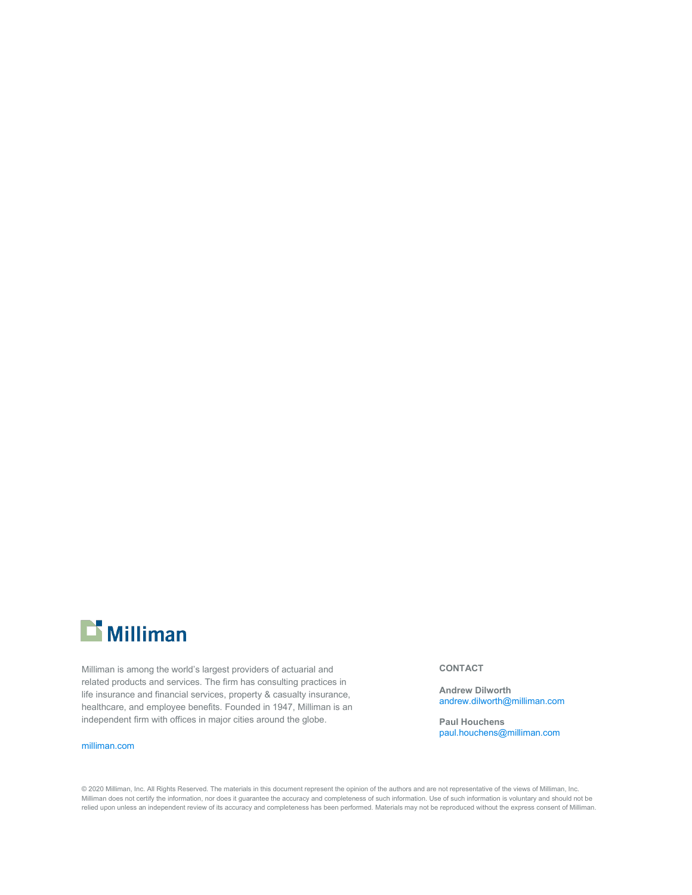Milliman

Milliman is among the world's largest providers of actuarial and related products and services. The firm has consulting practices in life insurance and financial services, property & casualty insurance, healthcare, and employee benefits. Founded in 1947, Milliman is an independent firm with offices in major cities around the globe.

milliman.com

**CONTACT**

**Andrew Dilworth**
andrew.dilworth@milliman.com

**Paul Houchens**
paul.houchens@milliman.com

© 2020 Milliman, Inc. All Rights Reserved. The materials in this document represent the opinion of the authors and are not representative of the views of Milliman, Inc. Milliman does not certify the information, nor does it guarantee the accuracy and completeness of such information. Use of such information is voluntary and should not be relied upon unless an independent review of its accuracy and completeness has been performed. Materials may not be reproduced without the express consent of Milliman.